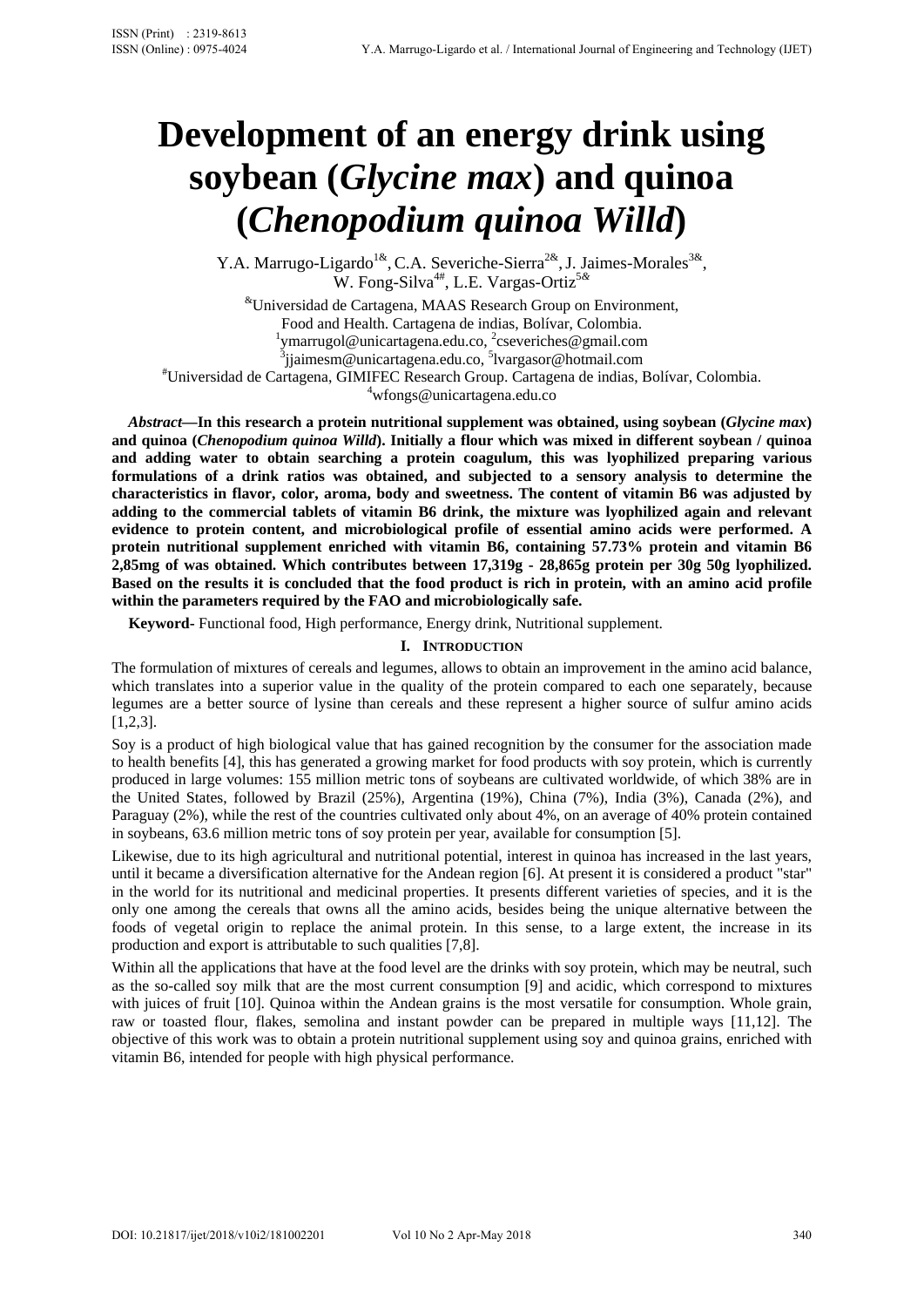# Development of an energy drink using soybean (*Glycine max*) and quinoa (*Chenopodium quinoa Willd*)

Y.A. Marrugo-Ligardo[1&], C.A. Severiche-Sierra[2&], J. Jaimes-Morales[3&], W. Fong-Silva[4#], L.E. Vargas-Ortiz[5&]

[&]Universidad de Cartagena, MAAS Research Group on Environment, Food and Health. Cartagena de indias, Bolívar, Colombia.
[1]ymarrugol@unicartagena.edu.co, [2]cseveriches@gmail.com
[3]jjaimesm@unicartagena.edu.co, [5]lvargasor@hotmail.com
[#]Universidad de Cartagena, GIMIFEC Research Group. Cartagena de indias, Bolívar, Colombia.
[4]wfongs@unicartagena.edu.co

***Abstract*—In this research a protein nutritional supplement was obtained, using soybean (*Glycine max*) and quinoa (*Chenopodium quinoa Willd*). Initially a flour which was mixed in different soybean / quinoa and adding water to obtain searching a protein coagulum, this was lyophilized preparing various formulations of a drink ratios was obtained, and subjected to a sensory analysis to determine the characteristics in flavor, color, aroma, body and sweetness. The content of vitamin B6 was adjusted by adding to the commercial tablets of vitamin B6 drink, the mixture was lyophilized again and relevant evidence to protein content, and microbiological profile of essential amino acids were performed. A protein nutritional supplement enriched with vitamin B6, containing 57.73% protein and vitamin B6 2,85mg of was obtained. Which contributes between 17,319g - 28,865g protein per 30g 50g lyophilized. Based on the results it is concluded that the food product is rich in protein, with an amino acid profile within the parameters required by the FAO and microbiologically safe.**

**Keyword-** Functional food, High performance, Energy drink, Nutritional supplement.

## I. Introduction

The formulation of mixtures of cereals and legumes, allows to obtain an improvement in the amino acid balance, which translates into a superior value in the quality of the protein compared to each one separately, because legumes are a better source of lysine than cereals and these represent a higher source of sulfur amino acids [1,2,3].

Soy is a product of high biological value that has gained recognition by the consumer for the association made to health benefits [4], this has generated a growing market for food products with soy protein, which is currently produced in large volumes: 155 million metric tons of soybeans are cultivated worldwide, of which 38% are in the United States, followed by Brazil (25%), Argentina (19%), China (7%), India (3%), Canada (2%), and Paraguay (2%), while the rest of the countries cultivated only about 4%, on an average of 40% protein contained in soybeans, 63.6 million metric tons of soy protein per year, available for consumption [5].

Likewise, due to its high agricultural and nutritional potential, interest in quinoa has increased in the last years, until it became a diversification alternative for the Andean region [6]. At present it is considered a product "star" in the world for its nutritional and medicinal properties. It presents different varieties of species, and it is the only one among the cereals that owns all the amino acids, besides being the unique alternative between the foods of vegetal origin to replace the animal protein. In this sense, to a large extent, the increase in its production and export is attributable to such qualities [7,8].

Within all the applications that have at the food level are the drinks with soy protein, which may be neutral, such as the so-called soy milk that are the most current consumption [9] and acidic, which correspond to mixtures with juices of fruit [10]. Quinoa within the Andean grains is the most versatile for consumption. Whole grain, raw or toasted flour, flakes, semolina and instant powder can be prepared in multiple ways [11,12]. The objective of this work was to obtain a protein nutritional supplement using soy and quinoa grains, enriched with vitamin B6, intended for people with high physical performance.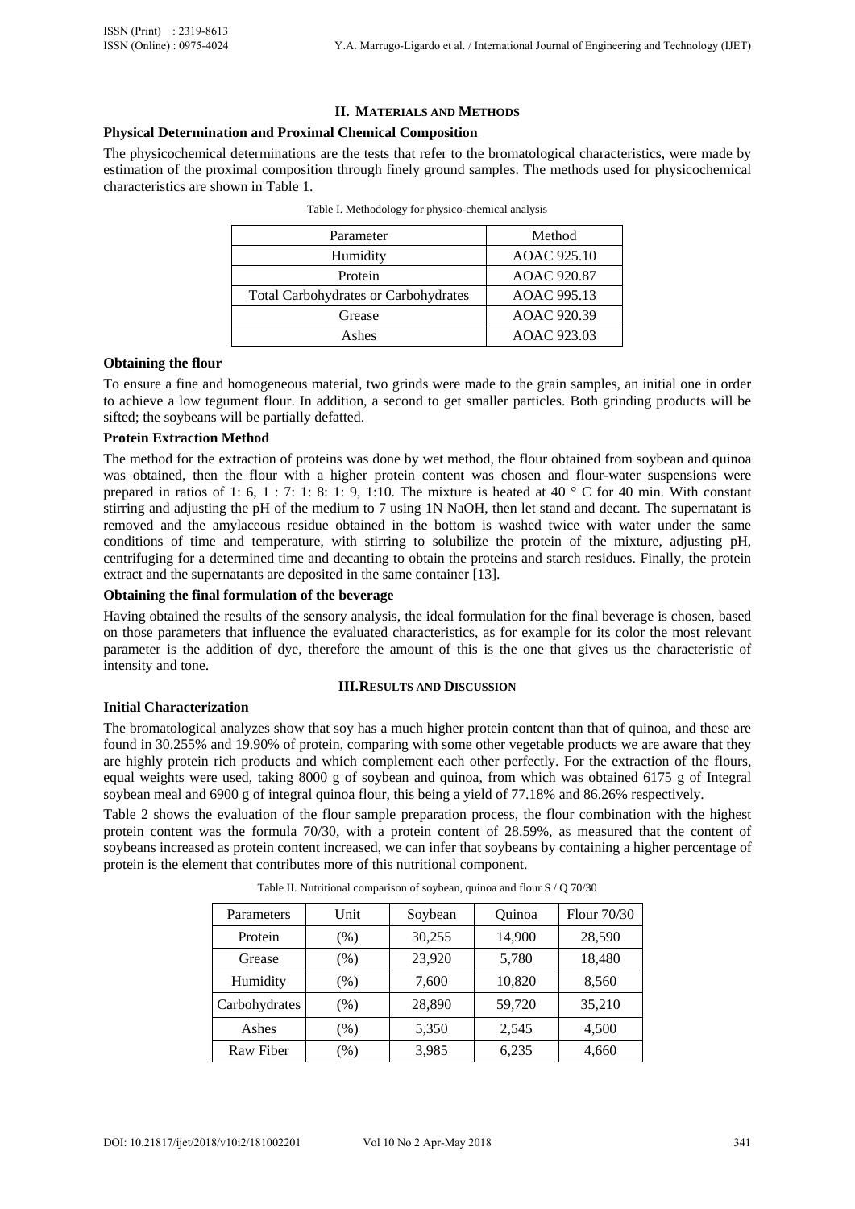## II. MATERIALS AND METHODS

### Physical Determination and Proximal Chemical Composition

The physicochemical determinations are the tests that refer to the bromatological characteristics, were made by estimation of the proximal composition through finely ground samples. The methods used for physicochemical characteristics are shown in Table 1.

Table I. Methodology for physico-chemical analysis

| Parameter | Method |
| --- | --- |
| Humidity | AOAC 925.10 |
| Protein | AOAC 920.87 |
| Total Carbohydrates or Carbohydrates | AOAC 995.13 |
| Grease | AOAC 920.39 |
| Ashes | AOAC 923.03 |

### Obtaining the flour

To ensure a fine and homogeneous material, two grinds were made to the grain samples, an initial one in order to achieve a low tegument flour. In addition, a second to get smaller particles. Both grinding products will be sifted; the soybeans will be partially defatted.

### Protein Extraction Method

The method for the extraction of proteins was done by wet method, the flour obtained from soybean and quinoa was obtained, then the flour with a higher protein content was chosen and flour-water suspensions were prepared in ratios of 1: 6, 1 : 7: 1: 8: 1: 9, 1:10. The mixture is heated at 40 ° C for 40 min. With constant stirring and adjusting the pH of the medium to 7 using 1N NaOH, then let stand and decant. The supernatant is removed and the amylaceous residue obtained in the bottom is washed twice with water under the same conditions of time and temperature, with stirring to solubilize the protein of the mixture, adjusting pH, centrifuging for a determined time and decanting to obtain the proteins and starch residues. Finally, the protein extract and the supernatants are deposited in the same container [13].

### Obtaining the final formulation of the beverage

Having obtained the results of the sensory analysis, the ideal formulation for the final beverage is chosen, based on those parameters that influence the evaluated characteristics, as for example for its color the most relevant parameter is the addition of dye, therefore the amount of this is the one that gives us the characteristic of intensity and tone.

## III. RESULTS AND DISCUSSION

### Initial Characterization

The bromatological analyzes show that soy has a much higher protein content than that of quinoa, and these are found in 30.255% and 19.90% of protein, comparing with some other vegetable products we are aware that they are highly protein rich products and which complement each other perfectly. For the extraction of the flours, equal weights were used, taking 8000 g of soybean and quinoa, from which was obtained 6175 g of Integral soybean meal and 6900 g of integral quinoa flour, this being a yield of 77.18% and 86.26% respectively.

Table 2 shows the evaluation of the flour sample preparation process, the flour combination with the highest protein content was the formula 70/30, with a protein content of 28.59%, as measured that the content of soybeans increased as protein content increased, we can infer that soybeans by containing a higher percentage of protein is the element that contributes more of this nutritional component.

Table II. Nutritional comparison of soybean, quinoa and flour S / Q 70/30

| Parameters | Unit | Soybean | Quinoa | Flour 70/30 |
| --- | --- | --- | --- | --- |
| Protein | (%) | 30,255 | 14,900 | 28,590 |
| Grease | (%) | 23,920 | 5,780 | 18,480 |
| Humidity | (%) | 7,600 | 10,820 | 8,560 |
| Carbohydrates | (%) | 28,890 | 59,720 | 35,210 |
| Ashes | (%) | 5,350 | 2,545 | 4,500 |
| Raw Fiber | (%) | 3,985 | 6,235 | 4,660 |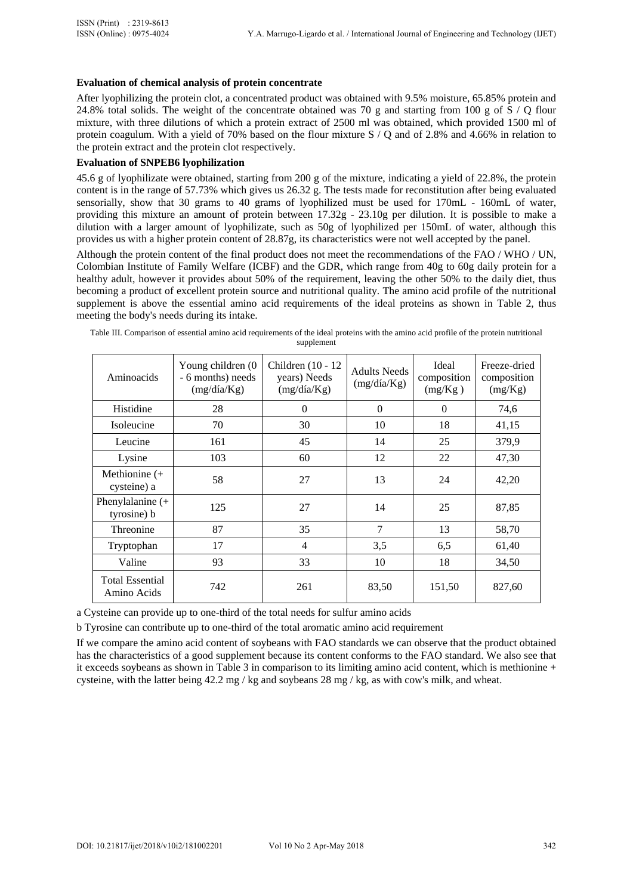**Evaluation of chemical analysis of protein concentrate**

After lyophilizing the protein clot, a concentrated product was obtained with 9.5% moisture, 65.85% protein and 24.8% total solids. The weight of the concentrate obtained was 70 g and starting from 100 g of S / Q flour mixture, with three dilutions of which a protein extract of 2500 ml was obtained, which provided 1500 ml of protein coagulum. With a yield of 70% based on the flour mixture S / Q and of 2.8% and 4.66% in relation to the protein extract and the protein clot respectively.

**Evaluation of SNPEB6 lyophilization**

45.6 g of lyophilizate were obtained, starting from 200 g of the mixture, indicating a yield of 22.8%, the protein content is in the range of 57.73% which gives us 26.32 g. The tests made for reconstitution after being evaluated sensorially, show that 30 grams to 40 grams of lyophilized must be used for 170mL - 160mL of water, providing this mixture an amount of protein between 17.32g - 23.10g per dilution. It is possible to make a dilution with a larger amount of lyophilizate, such as 50g of lyophilized per 150mL of water, although this provides us with a higher protein content of 28.87g, its characteristics were not well accepted by the panel.

Although the protein content of the final product does not meet the recommendations of the FAO / WHO / UN, Colombian Institute of Family Welfare (ICBF) and the GDR, which range from 40g to 60g daily protein for a healthy adult, however it provides about 50% of the requirement, leaving the other 50% to the daily diet, thus becoming a product of excellent protein source and nutritional quality. The amino acid profile of the nutritional supplement is above the essential amino acid requirements of the ideal proteins as shown in Table 2, thus meeting the body's needs during its intake.

Table III. Comparison of essential amino acid requirements of the ideal proteins with the amino acid profile of the protein nutritional supplement

| Aminoacids | Young children (0 - 6 months) needs (mg/día/Kg) | Children (10 - 12 years) Needs (mg/día/Kg) | Adults Needs (mg/día/Kg) | Ideal composition (mg/Kg ) | Freeze-dried composition (mg/Kg) |
|---|---|---|---|---|---|
| Histidine | 28 | 0 | 0 | 0 | 74,6 |
| Isoleucine | 70 | 30 | 10 | 18 | 41,15 |
| Leucine | 161 | 45 | 14 | 25 | 379,9 |
| Lysine | 103 | 60 | 12 | 22 | 47,30 |
| Methionine (+ cysteine) a | 58 | 27 | 13 | 24 | 42,20 |
| Phenylalanine (+ tyrosine) b | 125 | 27 | 14 | 25 | 87,85 |
| Threonine | 87 | 35 | 7 | 13 | 58,70 |
| Tryptophan | 17 | 4 | 3,5 | 6,5 | 61,40 |
| Valine | 93 | 33 | 10 | 18 | 34,50 |
| Total Essential Amino Acids | 742 | 261 | 83,50 | 151,50 | 827,60 |

a Cysteine can provide up to one-third of the total needs for sulfur amino acids

b Tyrosine can contribute up to one-third of the total aromatic amino acid requirement

If we compare the amino acid content of soybeans with FAO standards we can observe that the product obtained has the characteristics of a good supplement because its content conforms to the FAO standard. We also see that it exceeds soybeans as shown in Table 3 in comparison to its limiting amino acid content, which is methionine + cysteine, with the latter being 42.2 mg / kg and soybeans 28 mg / kg, as with cow's milk, and wheat.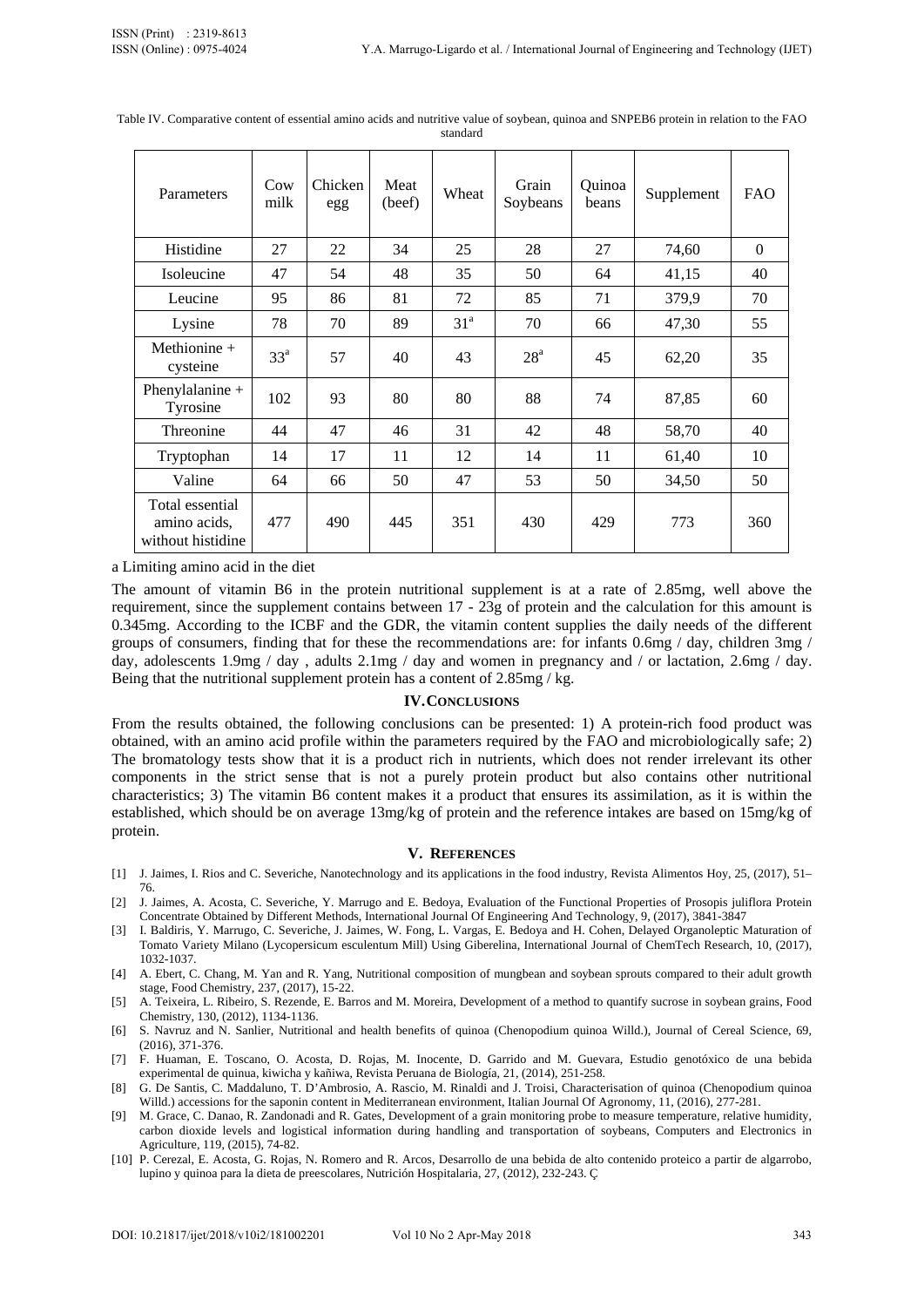Table IV. Comparative content of essential amino acids and nutritive value of soybean, quinoa and SNPEB6 protein in relation to the FAO standard

| Parameters | Cow milk | Chicken egg | Meat (beef) | Wheat | Grain Soybeans | Quinoa beans | Supplement | FAO |
|---|---|---|---|---|---|---|---|---|
| Histidine | 27 | 22 | 34 | 25 | 28 | 27 | 74,60 | 0 |
| Isoleucine | 47 | 54 | 48 | 35 | 50 | 64 | 41,15 | 40 |
| Leucine | 95 | 86 | 81 | 72 | 85 | 71 | 379,9 | 70 |
| Lysine | 78 | 70 | 89 | 31[a] | 70 | 66 | 47,30 | 55 |
| Methionine + cysteine | 33[a] | 57 | 40 | 43 | 28[a] | 45 | 62,20 | 35 |
| Phenylalanine + Tyrosine | 102 | 93 | 80 | 80 | 88 | 74 | 87,85 | 60 |
| Threonine | 44 | 47 | 46 | 31 | 42 | 48 | 58,70 | 40 |
| Tryptophan | 14 | 17 | 11 | 12 | 14 | 11 | 61,40 | 10 |
| Valine | 64 | 66 | 50 | 47 | 53 | 50 | 34,50 | 50 |
| Total essential amino acids, without histidine | 477 | 490 | 445 | 351 | 430 | 429 | 773 | 360 |

a Limiting amino acid in the diet

The amount of vitamin B6 in the protein nutritional supplement is at a rate of 2.85mg, well above the requirement, since the supplement contains between 17 - 23g of protein and the calculation for this amount is 0.345mg. According to the ICBF and the GDR, the vitamin content supplies the daily needs of the different groups of consumers, finding that for these the recommendations are: for infants 0.6mg / day, children 3mg / day, adolescents 1.9mg / day , adults 2.1mg / day and women in pregnancy and / or lactation, 2.6mg / day. Being that the nutritional supplement protein has a content of 2.85mg / kg.

## IV. Conclusions

From the results obtained, the following conclusions can be presented: 1) A protein-rich food product was obtained, with an amino acid profile within the parameters required by the FAO and microbiologically safe; 2) The bromatology tests show that it is a product rich in nutrients, which does not render irrelevant its other components in the strict sense that is not a purely protein product but also contains other nutritional characteristics; 3) The vitamin B6 content makes it a product that ensures its assimilation, as it is within the established, which should be on average 13mg/kg of protein and the reference intakes are based on 15mg/kg of protein.

## V. References

[1] J. Jaimes, I. Rios and C. Severiche, Nanotechnology and its applications in the food industry, Revista Alimentos Hoy, 25, (2017), 51–76.

[2] J. Jaimes, A. Acosta, C. Severiche, Y. Marrugo and E. Bedoya, Evaluation of the Functional Properties of Prosopis juliflora Protein Concentrate Obtained by Different Methods, International Journal Of Engineering And Technology, 9, (2017), 3841-3847

[3] I. Baldiris, Y. Marrugo, C. Severiche, J. Jaimes, W. Fong, L. Vargas, E. Bedoya and H. Cohen, Delayed Organoleptic Maturation of Tomato Variety Milano (Lycopersicum esculentum Mill) Using Giberelina, International Journal of ChemTech Research, 10, (2017), 1032-1037.

[4] A. Ebert, C. Chang, M. Yan and R. Yang, Nutritional composition of mungbean and soybean sprouts compared to their adult growth stage, Food Chemistry, 237, (2017), 15-22.

[5] A. Teixeira, L. Ribeiro, S. Rezende, E. Barros and M. Moreira, Development of a method to quantify sucrose in soybean grains, Food Chemistry, 130, (2012), 1134-1136.

[6] S. Navruz and N. Sanlier, Nutritional and health benefits of quinoa (Chenopodium quinoa Willd.), Journal of Cereal Science, 69, (2016), 371-376.

[7] F. Huaman, E. Toscano, O. Acosta, D. Rojas, M. Inocente, D. Garrido and M. Guevara, Estudio genotóxico de una bebida experimental de quinua, kiwicha y kañiwa, Revista Peruana de Biología, 21, (2014), 251-258.

[8] G. De Santis, C. Maddaluno, T. D'Ambrosio, A. Rascio, M. Rinaldi and J. Troisi, Characterisation of quinoa (Chenopodium quinoa Willd.) accessions for the saponin content in Mediterranean environment, Italian Journal Of Agronomy, 11, (2016), 277-281.

[9] M. Grace, C. Danao, R. Zandonadi and R. Gates, Development of a grain monitoring probe to measure temperature, relative humidity, carbon dioxide levels and logistical information during handling and transportation of soybeans, Computers and Electronics in Agriculture, 119, (2015), 74-82.

[10] P. Cerezal, E. Acosta, G. Rojas, N. Romero and R. Arcos, Desarrollo de una bebida de alto contenido proteico a partir de algarrobo, lupino y quinoa para la dieta de preescolares, Nutrición Hospitalaria, 27, (2012), 232-243. Ç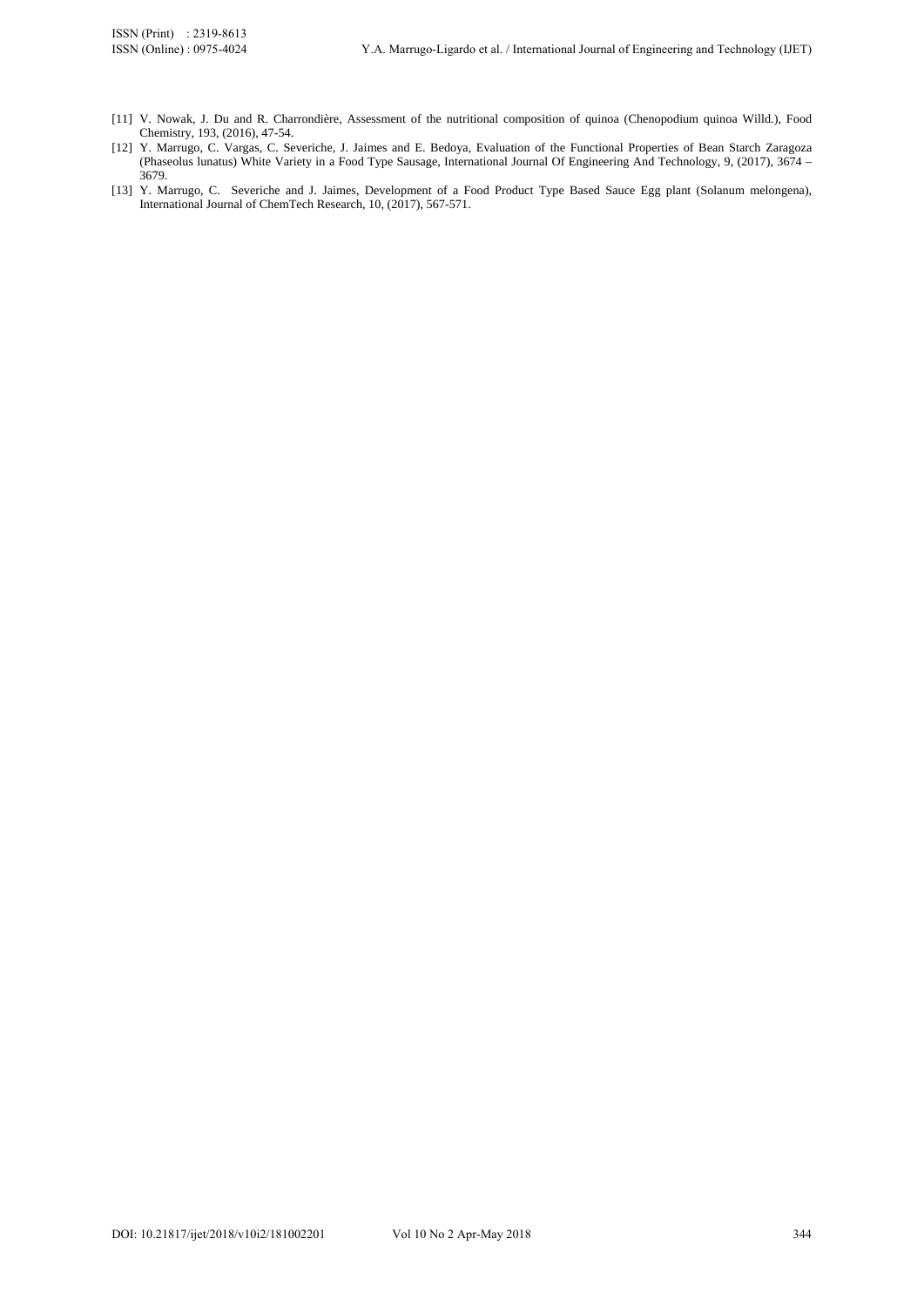[11] V. Nowak, J. Du and R. Charrondière, Assessment of the nutritional composition of quinoa (Chenopodium quinoa Willd.), Food Chemistry, 193, (2016), 47-54.

[12] Y. Marrugo, C. Vargas, C. Severiche, J. Jaimes and E. Bedoya, Evaluation of the Functional Properties of Bean Starch Zaragoza (Phaseolus lunatus) White Variety in a Food Type Sausage, International Journal Of Engineering And Technology, 9, (2017), 3674 – 3679.

[13] Y. Marrugo, C. Severiche and J. Jaimes, Development of a Food Product Type Based Sauce Egg plant (Solanum melongena), International Journal of ChemTech Research, 10, (2017), 567-571.